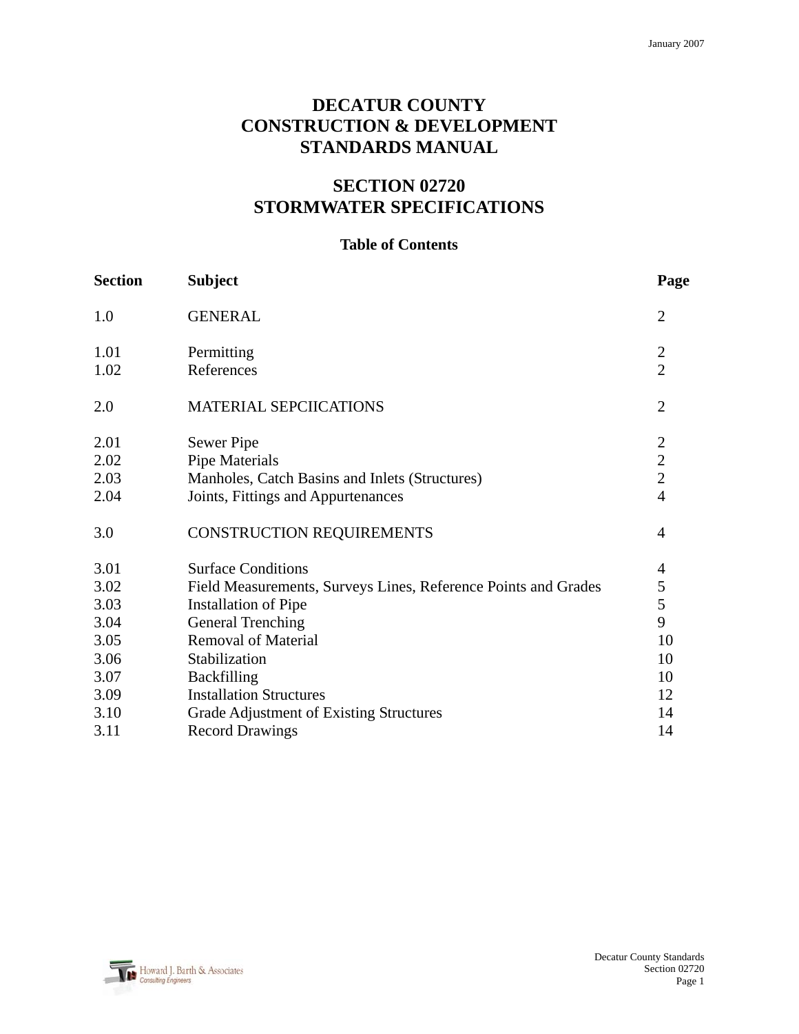# DECATUR COUNTY
# CONSTRUCTION & DEVELOPMENT
# STANDARDS MANUAL

## SECTION 02720
## STORMWATER SPECIFICATIONS

### Table of Contents

| Section | Subject | Page |
|---|---|---|
| 1.0 | GENERAL | 2 |
| 1.01 | Permitting | 2 |
| 1.02 | References | 2 |
| 2.0 | MATERIAL SEPCIICATIONS | 2 |
| 2.01 | Sewer Pipe | 2 |
| 2.02 | Pipe Materials | 2 |
| 2.03 | Manholes, Catch Basins and Inlets (Structures) | 2 |
| 2.04 | Joints, Fittings and Appurtenances | 4 |
| 3.0 | CONSTRUCTION REQUIREMENTS | 4 |
| 3.01 | Surface Conditions | 4 |
| 3.02 | Field Measurements, Surveys Lines, Reference Points and Grades | 5 |
| 3.03 | Installation of Pipe | 5 |
| 3.04 | General Trenching | 9 |
| 3.05 | Removal of Material | 10 |
| 3.06 | Stabilization | 10 |
| 3.07 | Backfilling | 10 |
| 3.09 | Installation Structures | 12 |
| 3.10 | Grade Adjustment of Existing Structures | 14 |
| 3.11 | Record Drawings | 14 |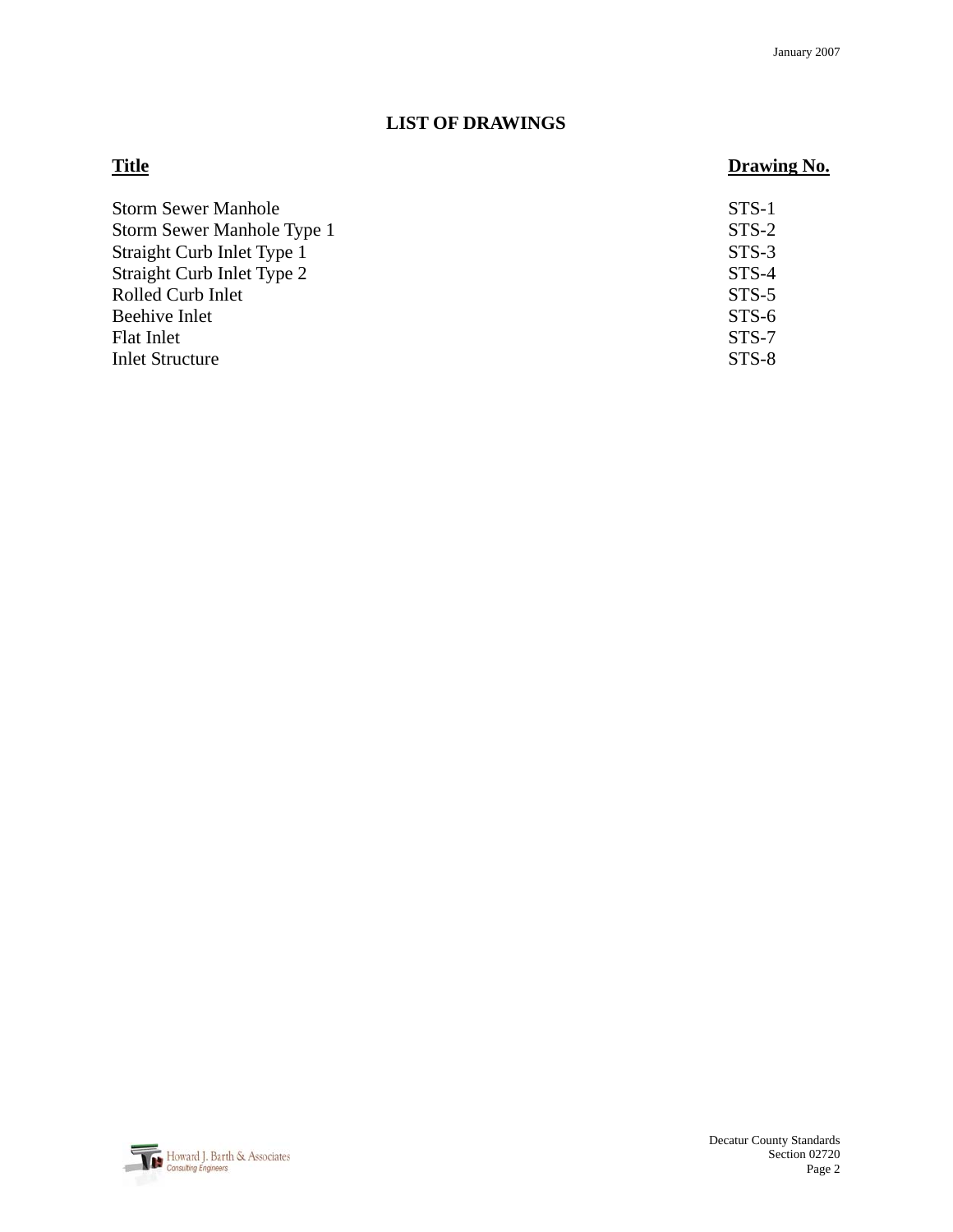## LIST OF DRAWINGS

| Title | Drawing No. |
| --- | --- |
| Storm Sewer Manhole | STS-1 |
| Storm Sewer Manhole Type 1 | STS-2 |
| Straight Curb Inlet Type 1 | STS-3 |
| Straight Curb Inlet Type 2 | STS-4 |
| Rolled Curb Inlet | STS-5 |
| Beehive Inlet | STS-6 |
| Flat Inlet | STS-7 |
| Inlet Structure | STS-8 |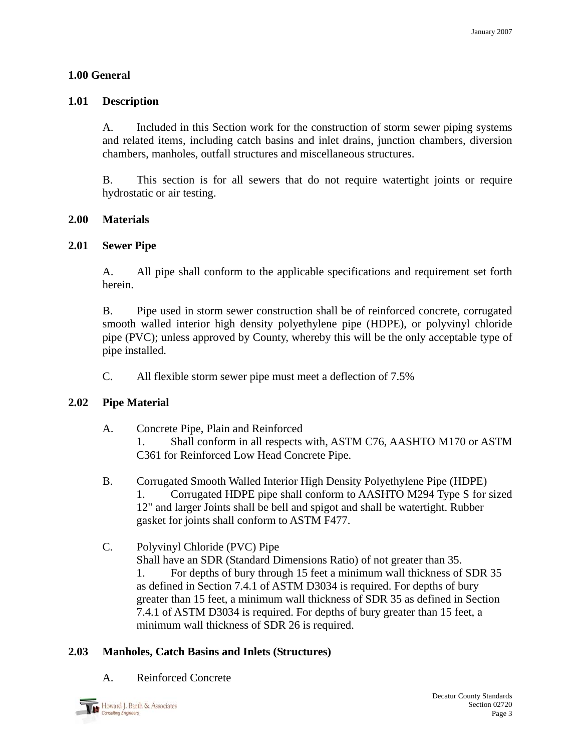## 1.00 General

### 1.01 Description

A. Included in this Section work for the construction of storm sewer piping systems and related items, including catch basins and inlet drains, junction chambers, diversion chambers, manholes, outfall structures and miscellaneous structures.

B. This section is for all sewers that do not require watertight joints or require hydrostatic or air testing.

## 2.00 Materials

### 2.01 Sewer Pipe

A. All pipe shall conform to the applicable specifications and requirement set forth herein.

B. Pipe used in storm sewer construction shall be of reinforced concrete, corrugated smooth walled interior high density polyethylene pipe (HDPE), or polyvinyl chloride pipe (PVC); unless approved by County, whereby this will be the only acceptable type of pipe installed.

C. All flexible storm sewer pipe must meet a deflection of 7.5%

### 2.02 Pipe Material

A. Concrete Pipe, Plain and Reinforced

1. Shall conform in all respects with, ASTM C76, AASHTO M170 or ASTM C361 for Reinforced Low Head Concrete Pipe.

B. Corrugated Smooth Walled Interior High Density Polyethylene Pipe (HDPE)

1. Corrugated HDPE pipe shall conform to AASHTO M294 Type S for sized 12" and larger Joints shall be bell and spigot and shall be watertight. Rubber gasket for joints shall conform to ASTM F477.

C. Polyvinyl Chloride (PVC) Pipe

Shall have an SDR (Standard Dimensions Ratio) of not greater than 35.

1. For depths of bury through 15 feet a minimum wall thickness of SDR 35 as defined in Section 7.4.1 of ASTM D3034 is required. For depths of bury greater than 15 feet, a minimum wall thickness of SDR 35 as defined in Section 7.4.1 of ASTM D3034 is required. For depths of bury greater than 15 feet, a minimum wall thickness of SDR 26 is required.

### 2.03 Manholes, Catch Basins and Inlets (Structures)

A. Reinforced Concrete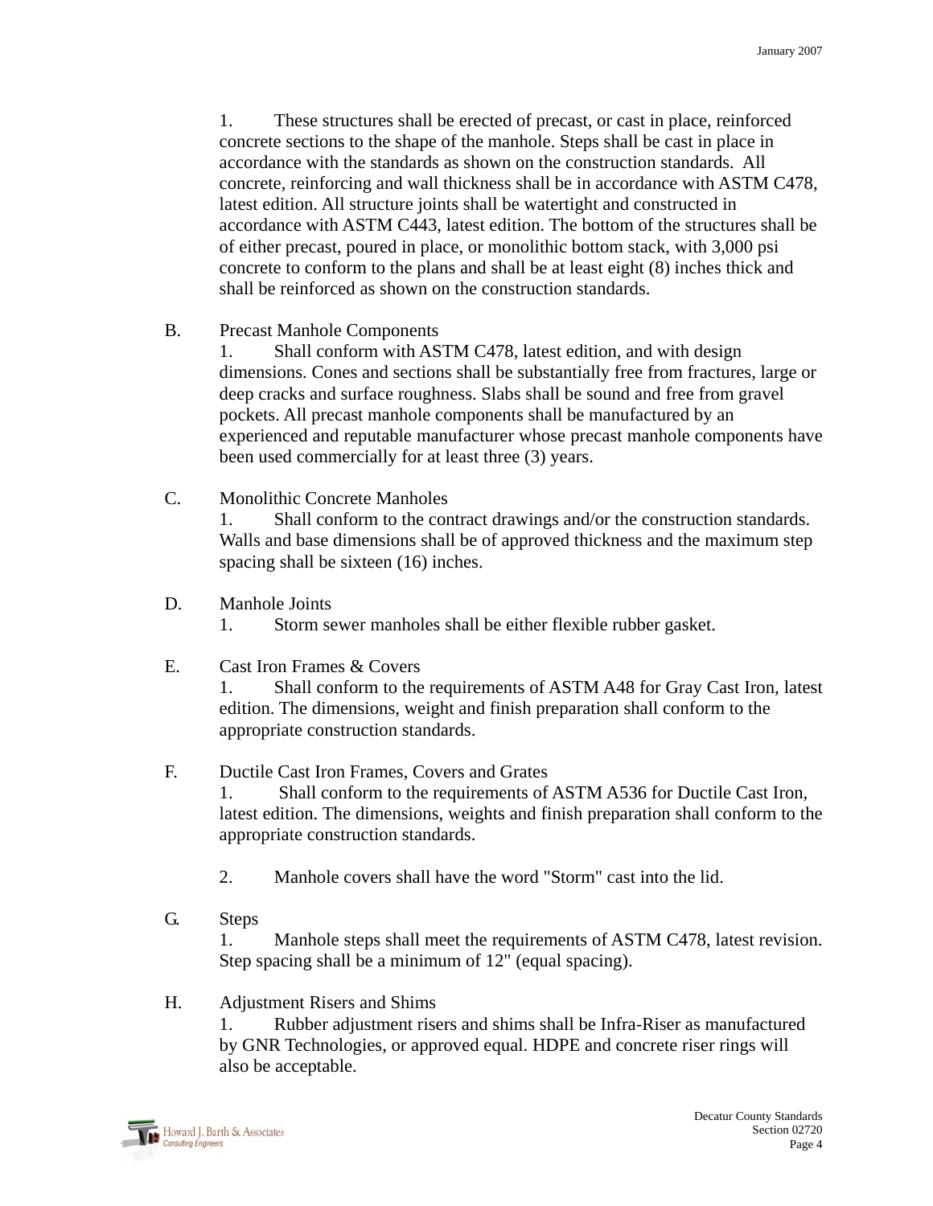1. These structures shall be erected of precast, or cast in place, reinforced concrete sections to the shape of the manhole. Steps shall be cast in place in accordance with the standards as shown on the construction standards. All concrete, reinforcing and wall thickness shall be in accordance with ASTM C478, latest edition. All structure joints shall be watertight and constructed in accordance with ASTM C443, latest edition. The bottom of the structures shall be of either precast, poured in place, or monolithic bottom stack, with 3,000 psi concrete to conform to the plans and shall be at least eight (8) inches thick and shall be reinforced as shown on the construction standards.

B. Precast Manhole Components

1. Shall conform with ASTM C478, latest edition, and with design dimensions. Cones and sections shall be substantially free from fractures, large or deep cracks and surface roughness. Slabs shall be sound and free from gravel pockets. All precast manhole components shall be manufactured by an experienced and reputable manufacturer whose precast manhole components have been used commercially for at least three (3) years.

C. Monolithic Concrete Manholes

1. Shall conform to the contract drawings and/or the construction standards. Walls and base dimensions shall be of approved thickness and the maximum step spacing shall be sixteen (16) inches.

D. Manhole Joints

1. Storm sewer manholes shall be either flexible rubber gasket.

E. Cast Iron Frames & Covers

1. Shall conform to the requirements of ASTM A48 for Gray Cast Iron, latest edition. The dimensions, weight and finish preparation shall conform to the appropriate construction standards.

F. Ductile Cast Iron Frames, Covers and Grates

1. Shall conform to the requirements of ASTM A536 for Ductile Cast Iron, latest edition. The dimensions, weights and finish preparation shall conform to the appropriate construction standards.

2. Manhole covers shall have the word "Storm" cast into the lid.

G. Steps

1. Manhole steps shall meet the requirements of ASTM C478, latest revision. Step spacing shall be a minimum of 12" (equal spacing).

H. Adjustment Risers and Shims

1. Rubber adjustment risers and shims shall be Infra-Riser as manufactured by GNR Technologies, or approved equal. HDPE and concrete riser rings will also be acceptable.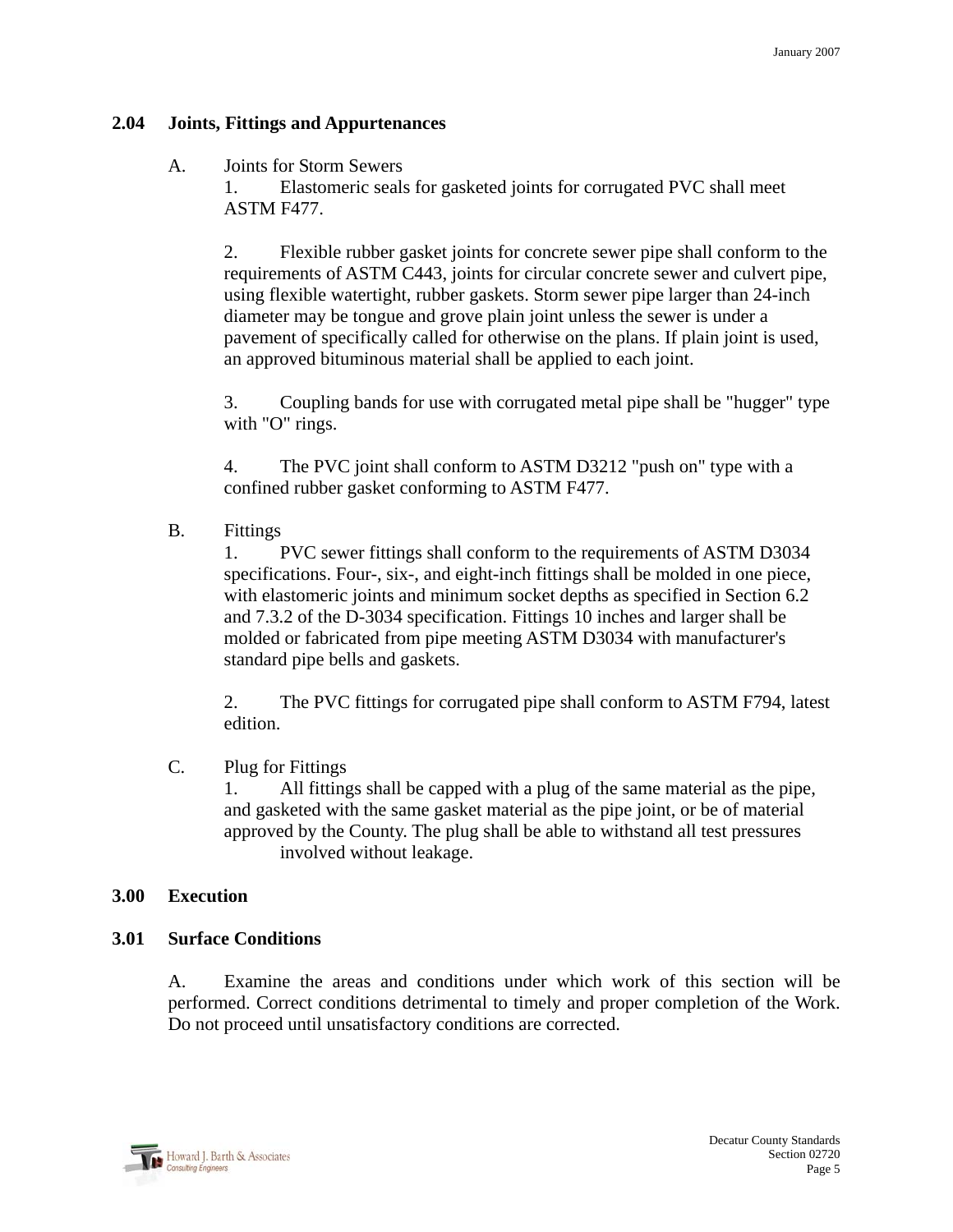### 2.04 Joints, Fittings and Appurtenances

A. Joints for Storm Sewers

1. Elastomeric seals for gasketed joints for corrugated PVC shall meet ASTM F477.

2. Flexible rubber gasket joints for concrete sewer pipe shall conform to the requirements of ASTM C443, joints for circular concrete sewer and culvert pipe, using flexible watertight, rubber gaskets. Storm sewer pipe larger than 24-inch diameter may be tongue and grove plain joint unless the sewer is under a pavement of specifically called for otherwise on the plans. If plain joint is used, an approved bituminous material shall be applied to each joint.

3. Coupling bands for use with corrugated metal pipe shall be "hugger" type with "O" rings.

4. The PVC joint shall conform to ASTM D3212 "push on" type with a confined rubber gasket conforming to ASTM F477.

B. Fittings

1. PVC sewer fittings shall conform to the requirements of ASTM D3034 specifications. Four-, six-, and eight-inch fittings shall be molded in one piece, with elastomeric joints and minimum socket depths as specified in Section 6.2 and 7.3.2 of the D-3034 specification. Fittings 10 inches and larger shall be molded or fabricated from pipe meeting ASTM D3034 with manufacturer's standard pipe bells and gaskets.

2. The PVC fittings for corrugated pipe shall conform to ASTM F794, latest edition.

C. Plug for Fittings

1. All fittings shall be capped with a plug of the same material as the pipe, and gasketed with the same gasket material as the pipe joint, or be of material approved by the County. The plug shall be able to withstand all test pressures involved without leakage.

## 3.00 Execution

### 3.01 Surface Conditions

A. Examine the areas and conditions under which work of this section will be performed. Correct conditions detrimental to timely and proper completion of the Work. Do not proceed until unsatisfactory conditions are corrected.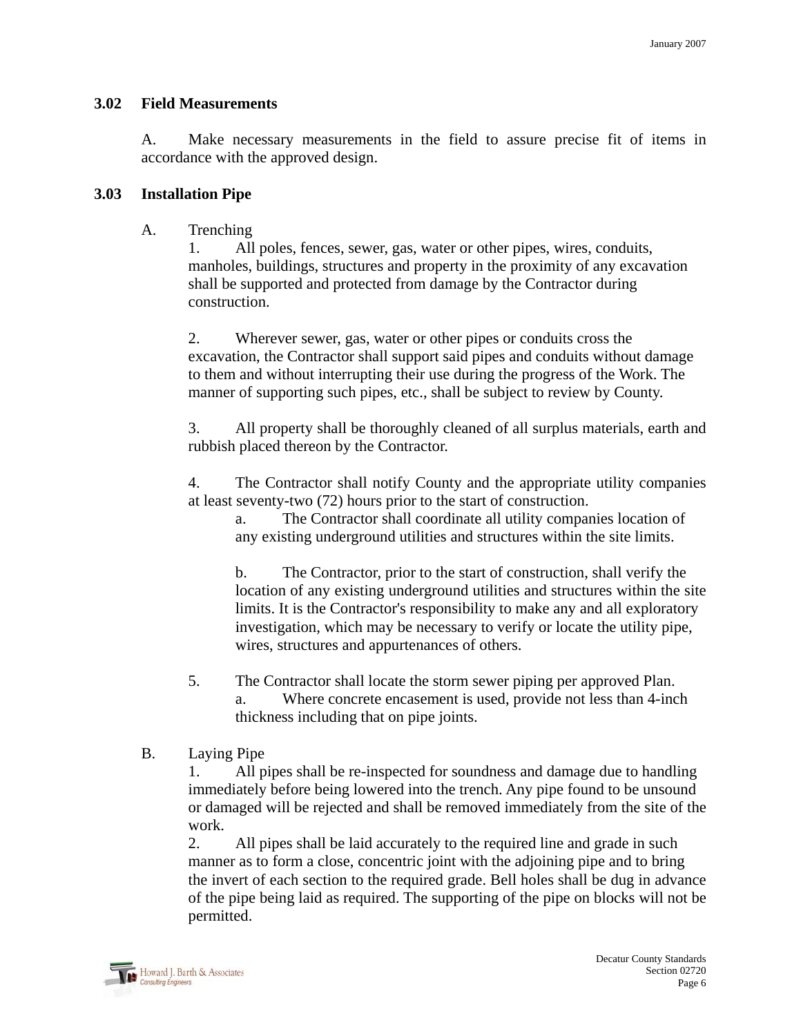### 3.02 Field Measurements

A. Make necessary measurements in the field to assure precise fit of items in accordance with the approved design.

### 3.03 Installation Pipe

A. Trenching

1. All poles, fences, sewer, gas, water or other pipes, wires, conduits, manholes, buildings, structures and property in the proximity of any excavation shall be supported and protected from damage by the Contractor during construction.

2. Wherever sewer, gas, water or other pipes or conduits cross the excavation, the Contractor shall support said pipes and conduits without damage to them and without interrupting their use during the progress of the Work. The manner of supporting such pipes, etc., shall be subject to review by County.

3. All property shall be thoroughly cleaned of all surplus materials, earth and rubbish placed thereon by the Contractor.

4. The Contractor shall notify County and the appropriate utility companies at least seventy-two (72) hours prior to the start of construction.

   a. The Contractor shall coordinate all utility companies location of any existing underground utilities and structures within the site limits.

   b. The Contractor, prior to the start of construction, shall verify the location of any existing underground utilities and structures within the site limits. It is the Contractor's responsibility to make any and all exploratory investigation, which may be necessary to verify or locate the utility pipe, wires, structures and appurtenances of others.

5. The Contractor shall locate the storm sewer piping per approved Plan.

   a. Where concrete encasement is used, provide not less than 4-inch thickness including that on pipe joints.

B. Laying Pipe

1. All pipes shall be re-inspected for soundness and damage due to handling immediately before being lowered into the trench. Any pipe found to be unsound or damaged will be rejected and shall be removed immediately from the site of the work.

2. All pipes shall be laid accurately to the required line and grade in such manner as to form a close, concentric joint with the adjoining pipe and to bring the invert of each section to the required grade. Bell holes shall be dug in advance of the pipe being laid as required. The supporting of the pipe on blocks will not be permitted.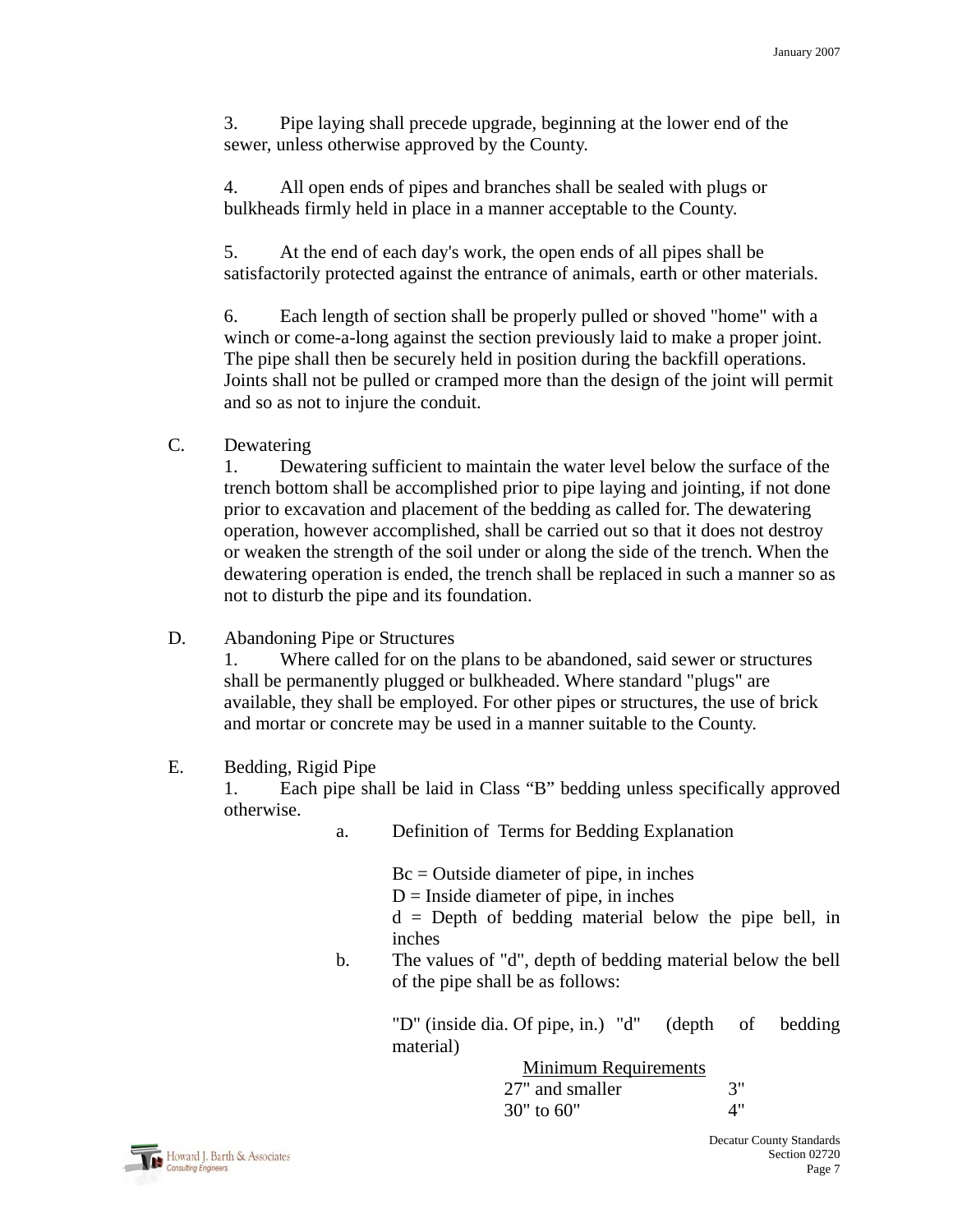3. Pipe laying shall precede upgrade, beginning at the lower end of the sewer, unless otherwise approved by the County.

4. All open ends of pipes and branches shall be sealed with plugs or bulkheads firmly held in place in a manner acceptable to the County.

5. At the end of each day's work, the open ends of all pipes shall be satisfactorily protected against the entrance of animals, earth or other materials.

6. Each length of section shall be properly pulled or shoved "home" with a winch or come-a-long against the section previously laid to make a proper joint. The pipe shall then be securely held in position during the backfill operations. Joints shall not be pulled or cramped more than the design of the joint will permit and so as not to injure the conduit.

C. Dewatering

1. Dewatering sufficient to maintain the water level below the surface of the trench bottom shall be accomplished prior to pipe laying and jointing, if not done prior to excavation and placement of the bedding as called for. The dewatering operation, however accomplished, shall be carried out so that it does not destroy or weaken the strength of the soil under or along the side of the trench. When the dewatering operation is ended, the trench shall be replaced in such a manner so as not to disturb the pipe and its foundation.

D. Abandoning Pipe or Structures

1. Where called for on the plans to be abandoned, said sewer or structures shall be permanently plugged or bulkheaded. Where standard "plugs" are available, they shall be employed. For other pipes or structures, the use of brick and mortar or concrete may be used in a manner suitable to the County.

E. Bedding, Rigid Pipe

1. Each pipe shall be laid in Class “B” bedding unless specifically approved otherwise.

a. Definition of Terms for Bedding Explanation

Bc = Outside diameter of pipe, in inches
D = Inside diameter of pipe, in inches
d = Depth of bedding material below the pipe bell, in inches

b. The values of "d", depth of bedding material below the bell of the pipe shall be as follows:

| "D" (inside dia. Of pipe, in.) | "d" (depth of bedding material) |
|---|---|
| | Minimum Requirements |
| 27" and smaller | 3" |
| 30" to 60" | 4" |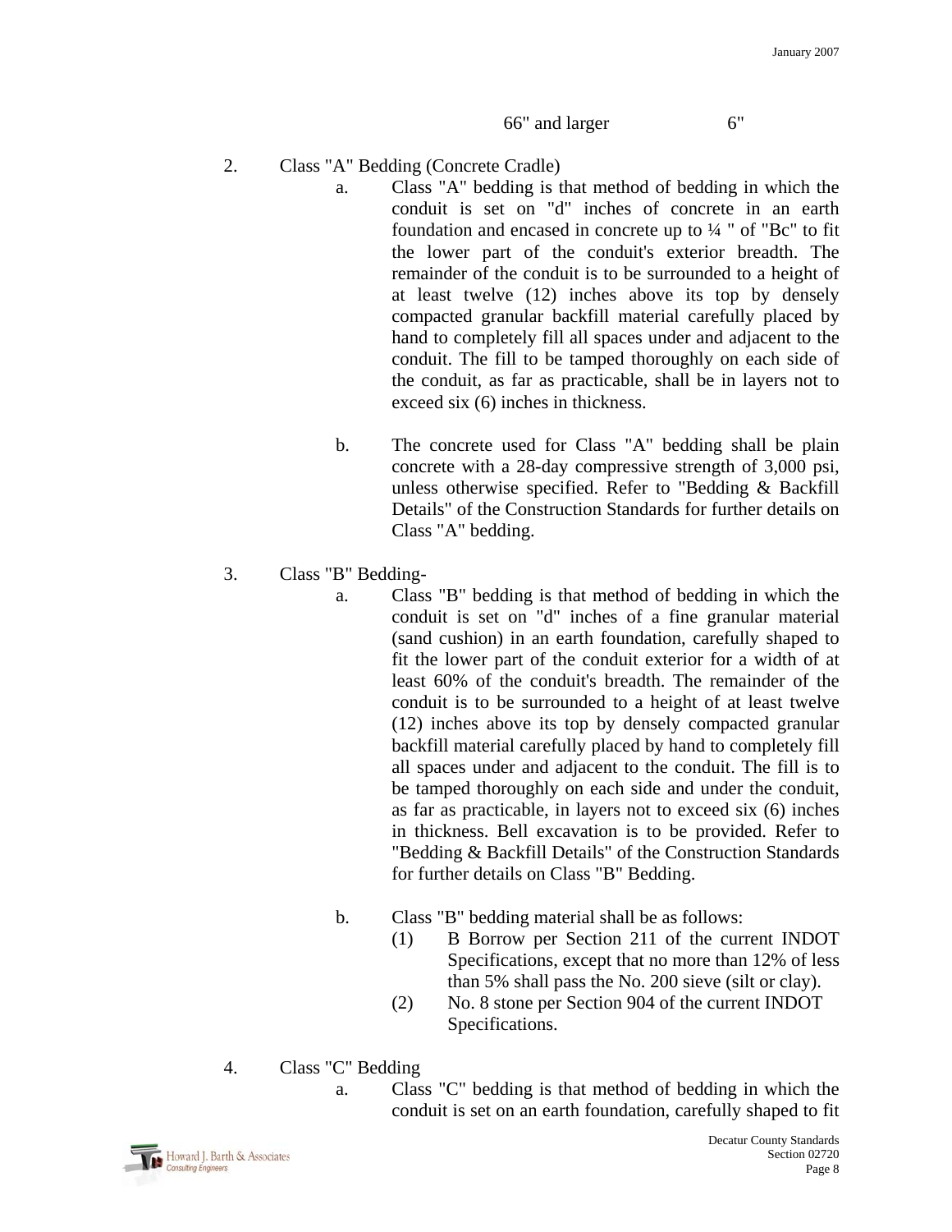| 66" and larger | 6" |
|---|---|

2. Class "A" Bedding (Concrete Cradle)

   a. Class "A" bedding is that method of bedding in which the conduit is set on "d" inches of concrete in an earth foundation and encased in concrete up to ¼ " of "Bc" to fit the lower part of the conduit's exterior breadth. The remainder of the conduit is to be surrounded to a height of at least twelve (12) inches above its top by densely compacted granular backfill material carefully placed by hand to completely fill all spaces under and adjacent to the conduit. The fill to be tamped thoroughly on each side of the conduit, as far as practicable, shall be in layers not to exceed six (6) inches in thickness.

   b. The concrete used for Class "A" bedding shall be plain concrete with a 28-day compressive strength of 3,000 psi, unless otherwise specified. Refer to "Bedding & Backfill Details" of the Construction Standards for further details on Class "A" bedding.

3. Class "B" Bedding-

   a. Class "B" bedding is that method of bedding in which the conduit is set on "d" inches of a fine granular material (sand cushion) in an earth foundation, carefully shaped to fit the lower part of the conduit exterior for a width of at least 60% of the conduit's breadth. The remainder of the conduit is to be surrounded to a height of at least twelve (12) inches above its top by densely compacted granular backfill material carefully placed by hand to completely fill all spaces under and adjacent to the conduit. The fill is to be tamped thoroughly on each side and under the conduit, as far as practicable, in layers not to exceed six (6) inches in thickness. Bell excavation is to be provided. Refer to "Bedding & Backfill Details" of the Construction Standards for further details on Class "B" Bedding.

   b. Class "B" bedding material shall be as follows:

      (1) B Borrow per Section 211 of the current INDOT Specifications, except that no more than 12% of less than 5% shall pass the No. 200 sieve (silt or clay).

      (2) No. 8 stone per Section 904 of the current INDOT Specifications.

4. Class "C" Bedding

   a. Class "C" bedding is that method of bedding in which the conduit is set on an earth foundation, carefully shaped to fit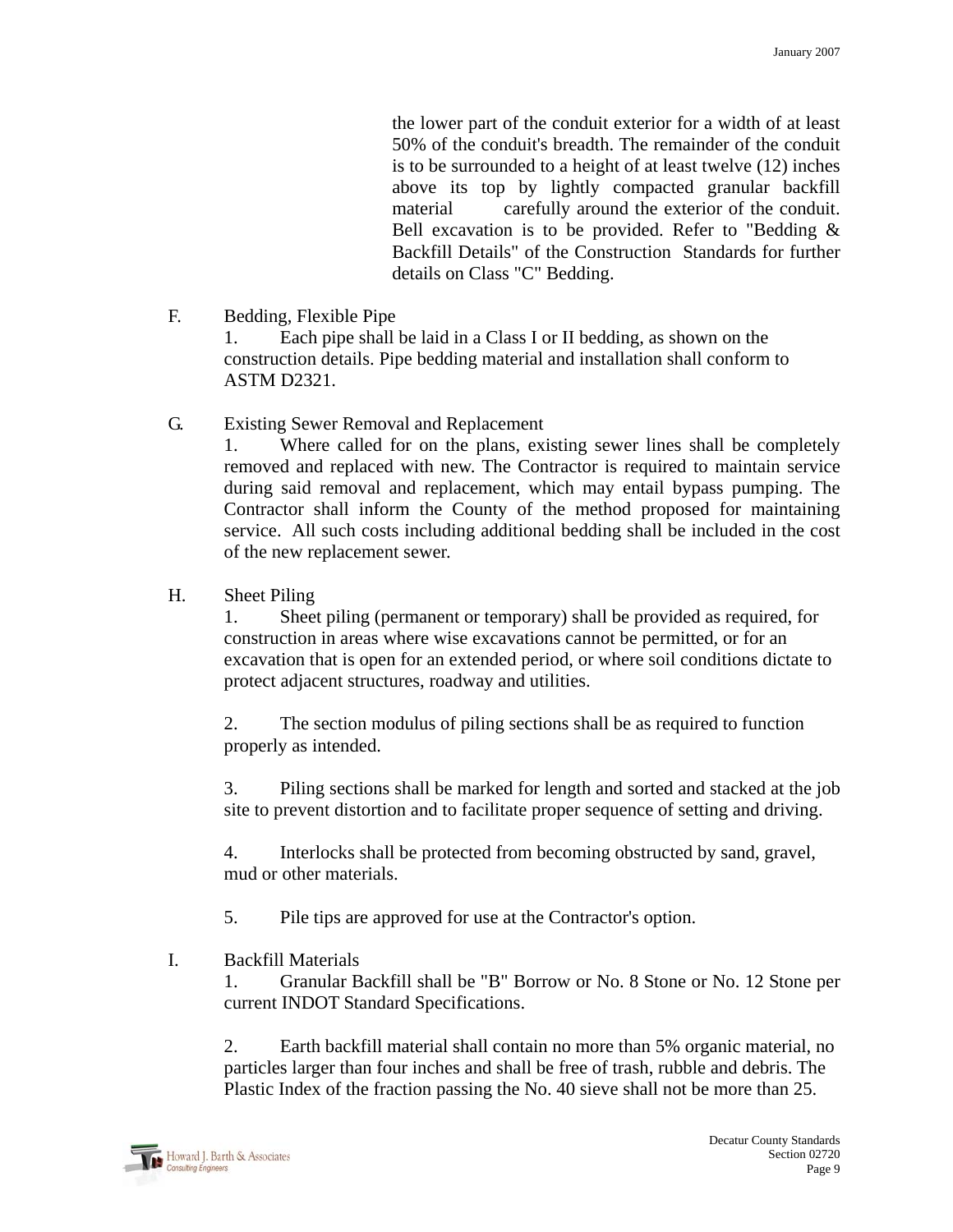the lower part of the conduit exterior for a width of at least 50% of the conduit's breadth. The remainder of the conduit is to be surrounded to a height of at least twelve (12) inches above its top by lightly compacted granular backfill material carefully around the exterior of the conduit. Bell excavation is to be provided. Refer to "Bedding & Backfill Details" of the Construction Standards for further details on Class "C" Bedding.

F. Bedding, Flexible Pipe

1. Each pipe shall be laid in a Class I or II bedding, as shown on the construction details. Pipe bedding material and installation shall conform to ASTM D2321.

G. Existing Sewer Removal and Replacement

1. Where called for on the plans, existing sewer lines shall be completely removed and replaced with new. The Contractor is required to maintain service during said removal and replacement, which may entail bypass pumping. The Contractor shall inform the County of the method proposed for maintaining service. All such costs including additional bedding shall be included in the cost of the new replacement sewer.

H. Sheet Piling

1. Sheet piling (permanent or temporary) shall be provided as required, for construction in areas where wise excavations cannot be permitted, or for an excavation that is open for an extended period, or where soil conditions dictate to protect adjacent structures, roadway and utilities.

2. The section modulus of piling sections shall be as required to function properly as intended.

3. Piling sections shall be marked for length and sorted and stacked at the job site to prevent distortion and to facilitate proper sequence of setting and driving.

4. Interlocks shall be protected from becoming obstructed by sand, gravel, mud or other materials.

5. Pile tips are approved for use at the Contractor's option.

I. Backfill Materials

1. Granular Backfill shall be "B" Borrow or No. 8 Stone or No. 12 Stone per current INDOT Standard Specifications.

2. Earth backfill material shall contain no more than 5% organic material, no particles larger than four inches and shall be free of trash, rubble and debris. The Plastic Index of the fraction passing the No. 40 sieve shall not be more than 25.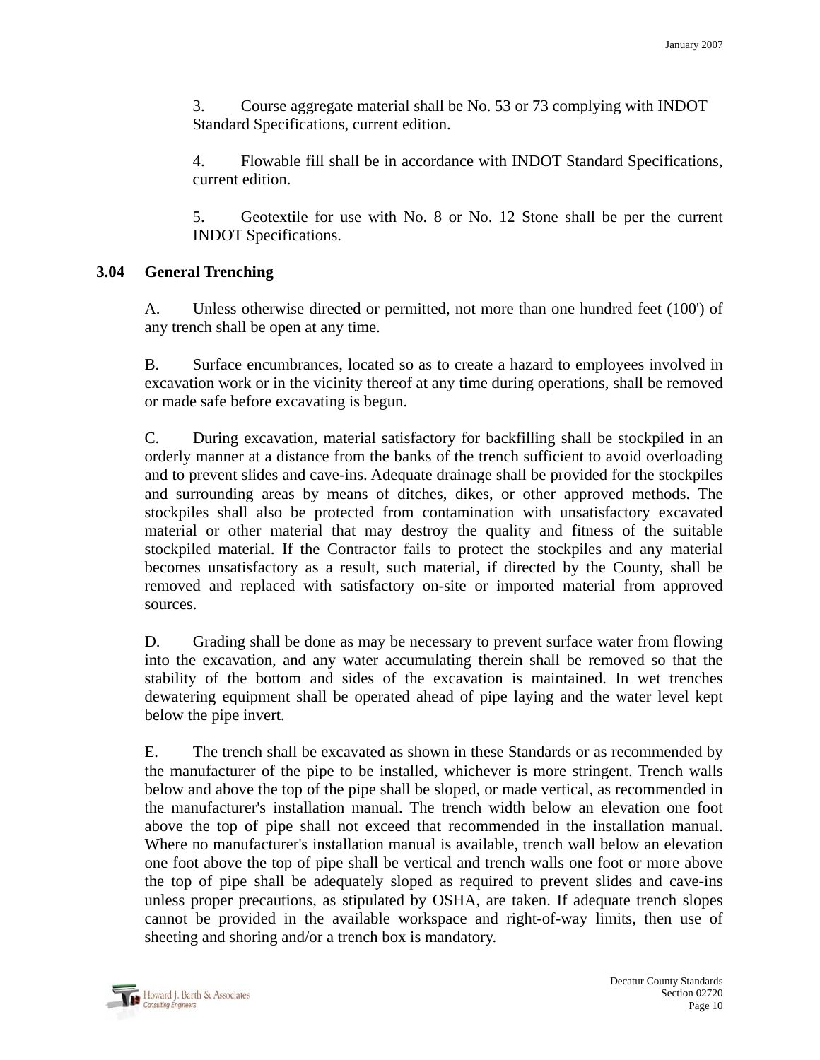3. Course aggregate material shall be No. 53 or 73 complying with INDOT Standard Specifications, current edition.

4. Flowable fill shall be in accordance with INDOT Standard Specifications, current edition.

5. Geotextile for use with No. 8 or No. 12 Stone shall be per the current INDOT Specifications.

### 3.04 General Trenching

A. Unless otherwise directed or permitted, not more than one hundred feet (100') of any trench shall be open at any time.

B. Surface encumbrances, located so as to create a hazard to employees involved in excavation work or in the vicinity thereof at any time during operations, shall be removed or made safe before excavating is begun.

C. During excavation, material satisfactory for backfilling shall be stockpiled in an orderly manner at a distance from the banks of the trench sufficient to avoid overloading and to prevent slides and cave-ins. Adequate drainage shall be provided for the stockpiles and surrounding areas by means of ditches, dikes, or other approved methods. The stockpiles shall also be protected from contamination with unsatisfactory excavated material or other material that may destroy the quality and fitness of the suitable stockpiled material. If the Contractor fails to protect the stockpiles and any material becomes unsatisfactory as a result, such material, if directed by the County, shall be removed and replaced with satisfactory on-site or imported material from approved sources.

D. Grading shall be done as may be necessary to prevent surface water from flowing into the excavation, and any water accumulating therein shall be removed so that the stability of the bottom and sides of the excavation is maintained. In wet trenches dewatering equipment shall be operated ahead of pipe laying and the water level kept below the pipe invert.

E. The trench shall be excavated as shown in these Standards or as recommended by the manufacturer of the pipe to be installed, whichever is more stringent. Trench walls below and above the top of the pipe shall be sloped, or made vertical, as recommended in the manufacturer's installation manual. The trench width below an elevation one foot above the top of pipe shall not exceed that recommended in the installation manual. Where no manufacturer's installation manual is available, trench wall below an elevation one foot above the top of pipe shall be vertical and trench walls one foot or more above the top of pipe shall be adequately sloped as required to prevent slides and cave-ins unless proper precautions, as stipulated by OSHA, are taken. If adequate trench slopes cannot be provided in the available workspace and right-of-way limits, then use of sheeting and shoring and/or a trench box is mandatory.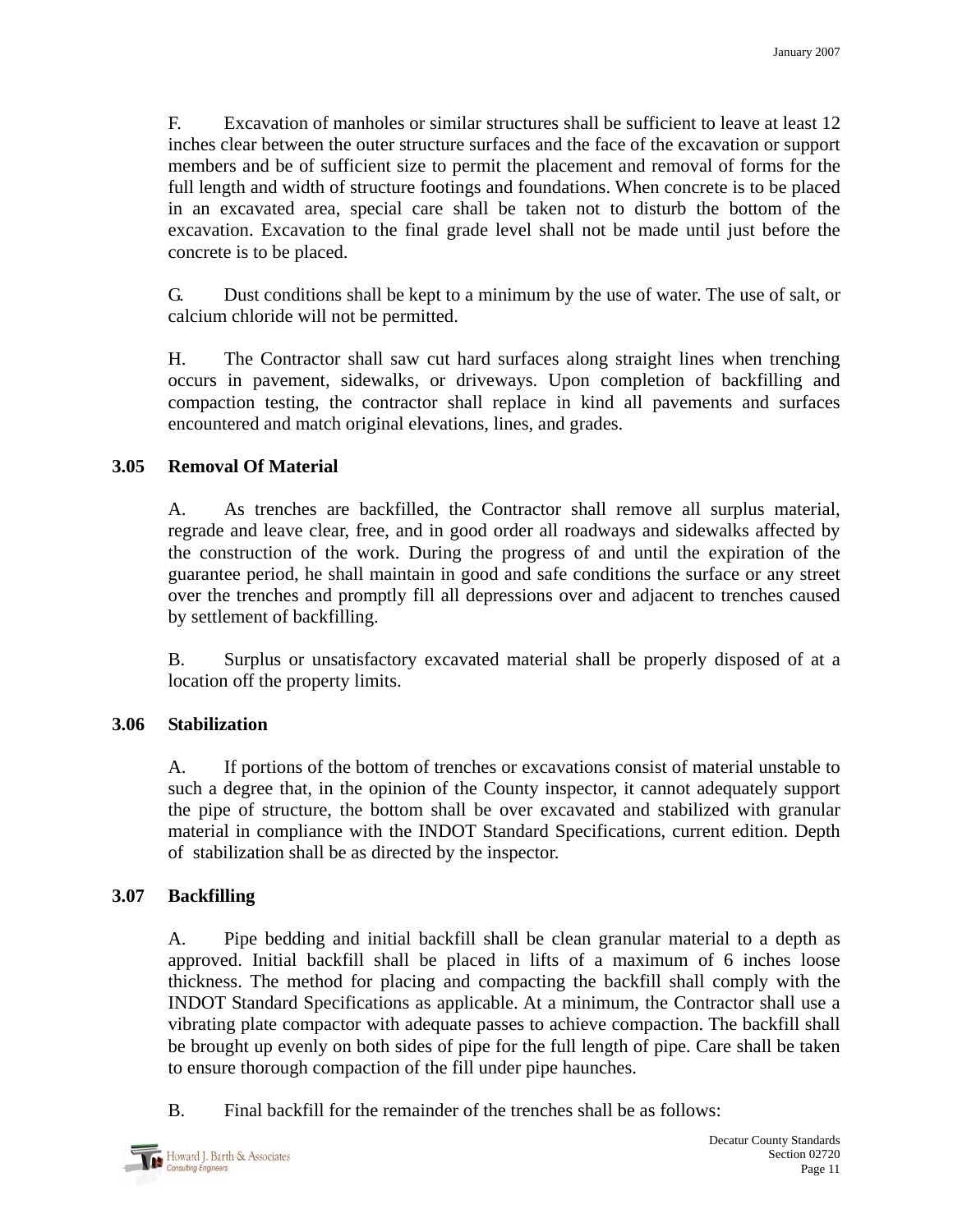F. Excavation of manholes or similar structures shall be sufficient to leave at least 12 inches clear between the outer structure surfaces and the face of the excavation or support members and be of sufficient size to permit the placement and removal of forms for the full length and width of structure footings and foundations. When concrete is to be placed in an excavated area, special care shall be taken not to disturb the bottom of the excavation. Excavation to the final grade level shall not be made until just before the concrete is to be placed.

G. Dust conditions shall be kept to a minimum by the use of water. The use of salt, or calcium chloride will not be permitted.

H. The Contractor shall saw cut hard surfaces along straight lines when trenching occurs in pavement, sidewalks, or driveways. Upon completion of backfilling and compaction testing, the contractor shall replace in kind all pavements and surfaces encountered and match original elevations, lines, and grades.

**3.05 Removal Of Material**

A. As trenches are backfilled, the Contractor shall remove all surplus material, regrade and leave clear, free, and in good order all roadways and sidewalks affected by the construction of the work. During the progress of and until the expiration of the guarantee period, he shall maintain in good and safe conditions the surface or any street over the trenches and promptly fill all depressions over and adjacent to trenches caused by settlement of backfilling.

B. Surplus or unsatisfactory excavated material shall be properly disposed of at a location off the property limits.

**3.06 Stabilization**

A. If portions of the bottom of trenches or excavations consist of material unstable to such a degree that, in the opinion of the County inspector, it cannot adequately support the pipe of structure, the bottom shall be over excavated and stabilized with granular material in compliance with the INDOT Standard Specifications, current edition. Depth of stabilization shall be as directed by the inspector.

**3.07 Backfilling**

A. Pipe bedding and initial backfill shall be clean granular material to a depth as approved. Initial backfill shall be placed in lifts of a maximum of 6 inches loose thickness. The method for placing and compacting the backfill shall comply with the INDOT Standard Specifications as applicable. At a minimum, the Contractor shall use a vibrating plate compactor with adequate passes to achieve compaction. The backfill shall be brought up evenly on both sides of pipe for the full length of pipe. Care shall be taken to ensure thorough compaction of the fill under pipe haunches.

B. Final backfill for the remainder of the trenches shall be as follows: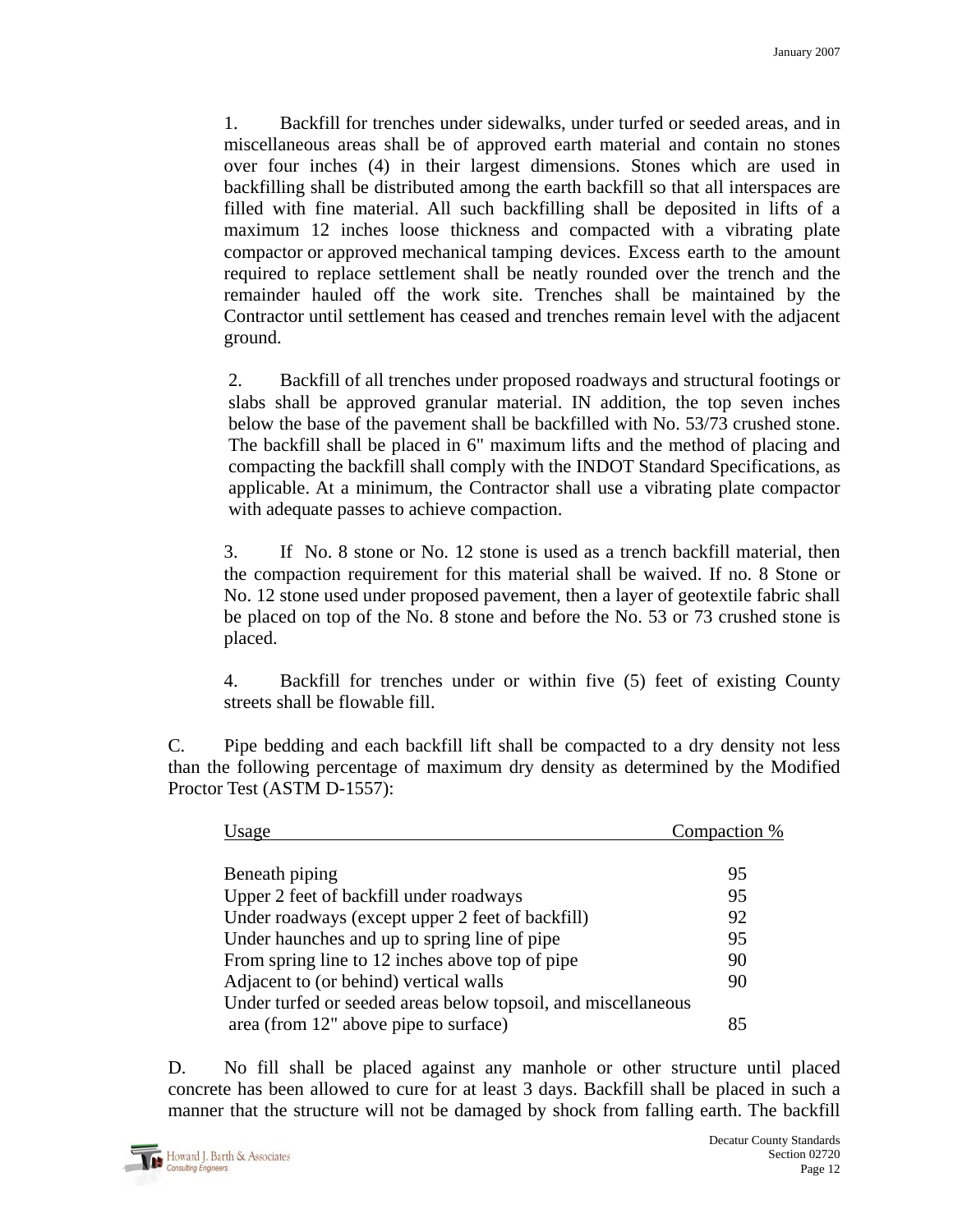1. Backfill for trenches under sidewalks, under turfed or seeded areas, and in miscellaneous areas shall be of approved earth material and contain no stones over four inches (4) in their largest dimensions. Stones which are used in backfilling shall be distributed among the earth backfill so that all interspaces are filled with fine material. All such backfilling shall be deposited in lifts of a maximum 12 inches loose thickness and compacted with a vibrating plate compactor or approved mechanical tamping devices. Excess earth to the amount required to replace settlement shall be neatly rounded over the trench and the remainder hauled off the work site. Trenches shall be maintained by the Contractor until settlement has ceased and trenches remain level with the adjacent ground.

2. Backfill of all trenches under proposed roadways and structural footings or slabs shall be approved granular material. IN addition, the top seven inches below the base of the pavement shall be backfilled with No. 53/73 crushed stone. The backfill shall be placed in 6" maximum lifts and the method of placing and compacting the backfill shall comply with the INDOT Standard Specifications, as applicable. At a minimum, the Contractor shall use a vibrating plate compactor with adequate passes to achieve compaction.

3. If No. 8 stone or No. 12 stone is used as a trench backfill material, then the compaction requirement for this material shall be waived. If no. 8 Stone or No. 12 stone used under proposed pavement, then a layer of geotextile fabric shall be placed on top of the No. 8 stone and before the No. 53 or 73 crushed stone is placed.

4. Backfill for trenches under or within five (5) feet of existing County streets shall be flowable fill.

C. Pipe bedding and each backfill lift shall be compacted to a dry density not less than the following percentage of maximum dry density as determined by the Modified Proctor Test (ASTM D-1557):

| Usage | Compaction % |
|---|---|
| Beneath piping | 95 |
| Upper 2 feet of backfill under roadways | 95 |
| Under roadways (except upper 2 feet of backfill) | 92 |
| Under haunches and up to spring line of pipe | 95 |
| From spring line to 12 inches above top of pipe | 90 |
| Adjacent to (or behind) vertical walls | 90 |
| Under turfed or seeded areas below topsoil, and miscellaneous area (from 12" above pipe to surface) | 85 |

D. No fill shall be placed against any manhole or other structure until placed concrete has been allowed to cure for at least 3 days. Backfill shall be placed in such a manner that the structure will not be damaged by shock from falling earth. The backfill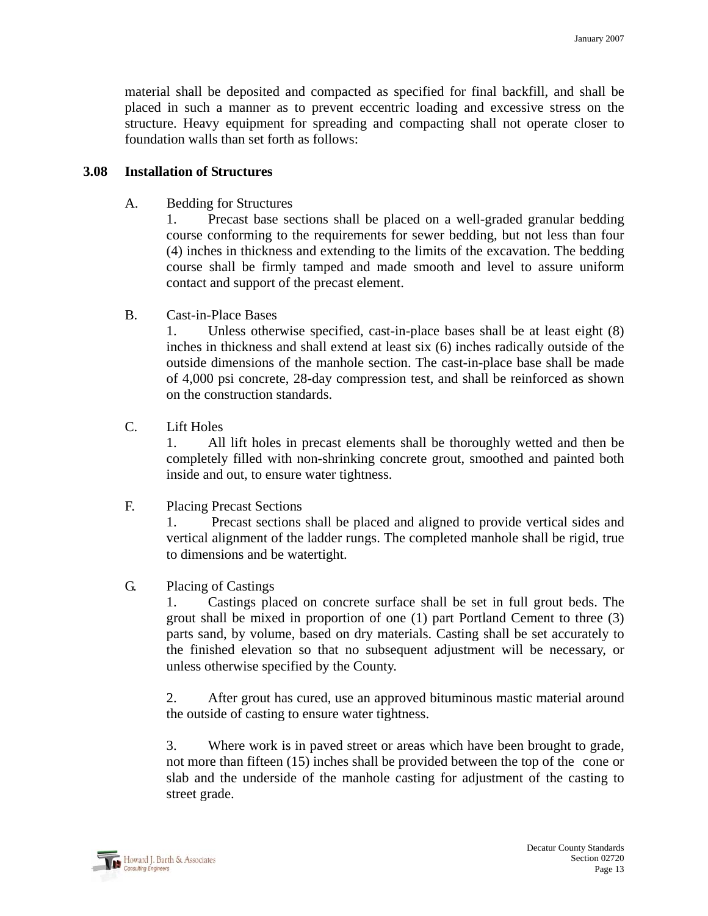material shall be deposited and compacted as specified for final backfill, and shall be placed in such a manner as to prevent eccentric loading and excessive stress on the structure. Heavy equipment for spreading and compacting shall not operate closer to foundation walls than set forth as follows:

### 3.08 Installation of Structures

A. Bedding for Structures

1. Precast base sections shall be placed on a well-graded granular bedding course conforming to the requirements for sewer bedding, but not less than four (4) inches in thickness and extending to the limits of the excavation. The bedding course shall be firmly tamped and made smooth and level to assure uniform contact and support of the precast element.

B. Cast-in-Place Bases

1. Unless otherwise specified, cast-in-place bases shall be at least eight (8) inches in thickness and shall extend at least six (6) inches radically outside of the outside dimensions of the manhole section. The cast-in-place base shall be made of 4,000 psi concrete, 28-day compression test, and shall be reinforced as shown on the construction standards.

C. Lift Holes

1. All lift holes in precast elements shall be thoroughly wetted and then be completely filled with non-shrinking concrete grout, smoothed and painted both inside and out, to ensure water tightness.

F. Placing Precast Sections

1. Precast sections shall be placed and aligned to provide vertical sides and vertical alignment of the ladder rungs. The completed manhole shall be rigid, true to dimensions and be watertight.

G. Placing of Castings

1. Castings placed on concrete surface shall be set in full grout beds. The grout shall be mixed in proportion of one (1) part Portland Cement to three (3) parts sand, by volume, based on dry materials. Casting shall be set accurately to the finished elevation so that no subsequent adjustment will be necessary, or unless otherwise specified by the County.

2. After grout has cured, use an approved bituminous mastic material around the outside of casting to ensure water tightness.

3. Where work is in paved street or areas which have been brought to grade, not more than fifteen (15) inches shall be provided between the top of the cone or slab and the underside of the manhole casting for adjustment of the casting to street grade.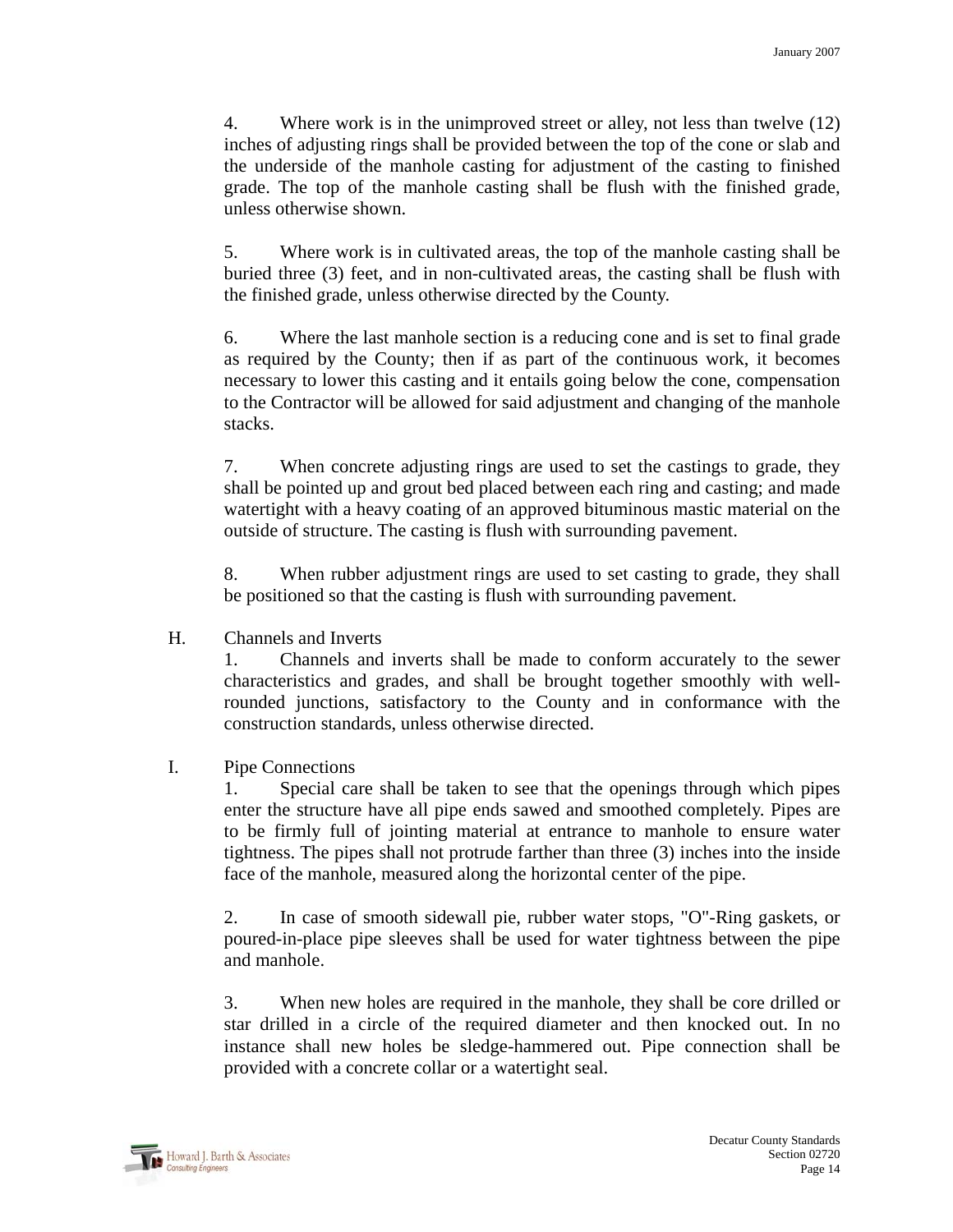4. Where work is in the unimproved street or alley, not less than twelve (12) inches of adjusting rings shall be provided between the top of the cone or slab and the underside of the manhole casting for adjustment of the casting to finished grade. The top of the manhole casting shall be flush with the finished grade, unless otherwise shown.

5. Where work is in cultivated areas, the top of the manhole casting shall be buried three (3) feet, and in non-cultivated areas, the casting shall be flush with the finished grade, unless otherwise directed by the County.

6. Where the last manhole section is a reducing cone and is set to final grade as required by the County; then if as part of the continuous work, it becomes necessary to lower this casting and it entails going below the cone, compensation to the Contractor will be allowed for said adjustment and changing of the manhole stacks.

7. When concrete adjusting rings are used to set the castings to grade, they shall be pointed up and grout bed placed between each ring and casting; and made watertight with a heavy coating of an approved bituminous mastic material on the outside of structure. The casting is flush with surrounding pavement.

8. When rubber adjustment rings are used to set casting to grade, they shall be positioned so that the casting is flush with surrounding pavement.

H. Channels and Inverts

1. Channels and inverts shall be made to conform accurately to the sewer characteristics and grades, and shall be brought together smoothly with well-rounded junctions, satisfactory to the County and in conformance with the construction standards, unless otherwise directed.

I. Pipe Connections

1. Special care shall be taken to see that the openings through which pipes enter the structure have all pipe ends sawed and smoothed completely. Pipes are to be firmly full of jointing material at entrance to manhole to ensure water tightness. The pipes shall not protrude farther than three (3) inches into the inside face of the manhole, measured along the horizontal center of the pipe.

2. In case of smooth sidewall pie, rubber water stops, "O"-Ring gaskets, or poured-in-place pipe sleeves shall be used for water tightness between the pipe and manhole.

3. When new holes are required in the manhole, they shall be core drilled or star drilled in a circle of the required diameter and then knocked out. In no instance shall new holes be sledge-hammered out. Pipe connection shall be provided with a concrete collar or a watertight seal.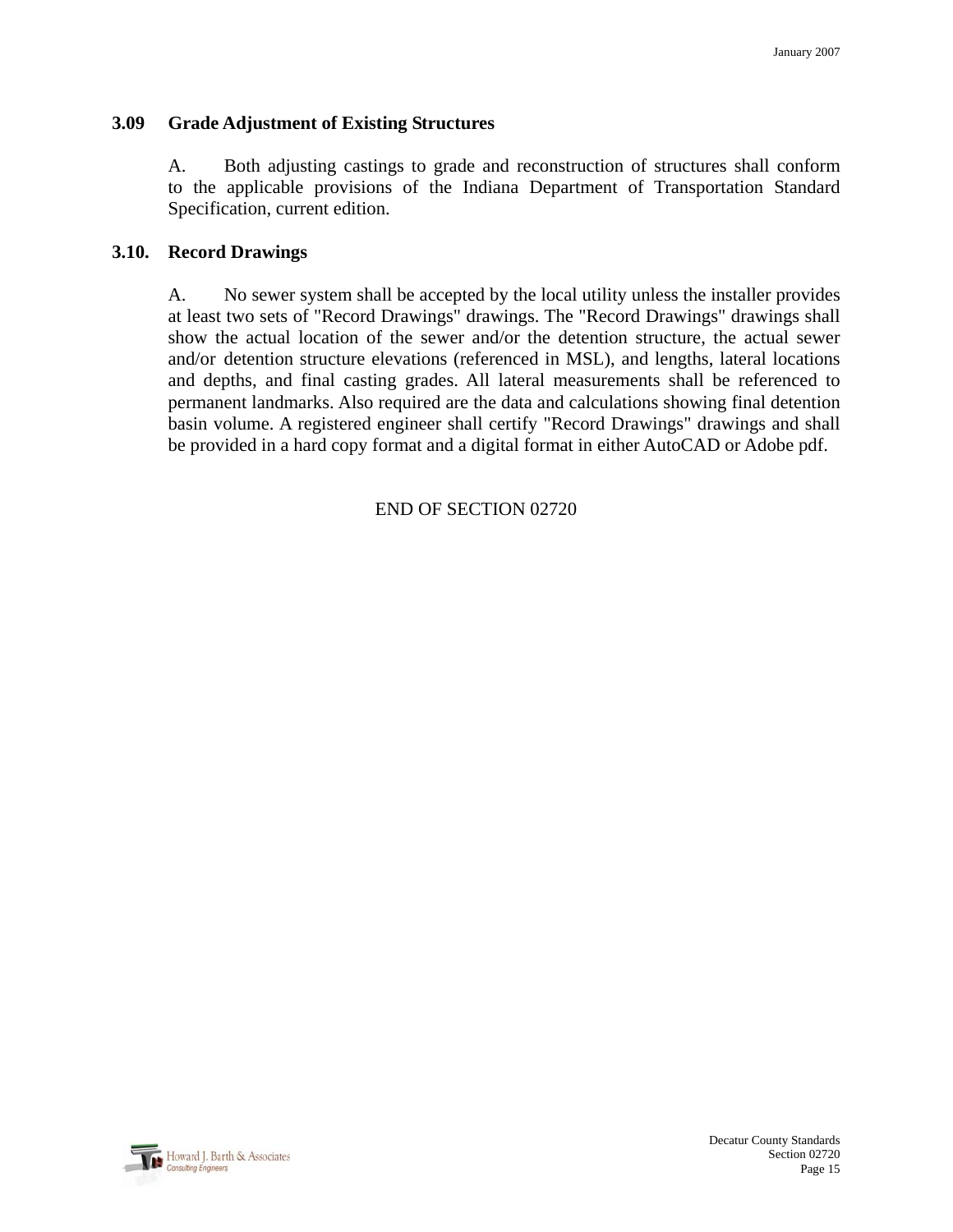### 3.09 Grade Adjustment of Existing Structures

A. Both adjusting castings to grade and reconstruction of structures shall conform to the applicable provisions of the Indiana Department of Transportation Standard Specification, current edition.

### 3.10. Record Drawings

A. No sewer system shall be accepted by the local utility unless the installer provides at least two sets of "Record Drawings" drawings. The "Record Drawings" drawings shall show the actual location of the sewer and/or the detention structure, the actual sewer and/or detention structure elevations (referenced in MSL), and lengths, lateral locations and depths, and final casting grades. All lateral measurements shall be referenced to permanent landmarks. Also required are the data and calculations showing final detention basin volume. A registered engineer shall certify "Record Drawings" drawings and shall be provided in a hard copy format and a digital format in either AutoCAD or Adobe pdf.

END OF SECTION 02720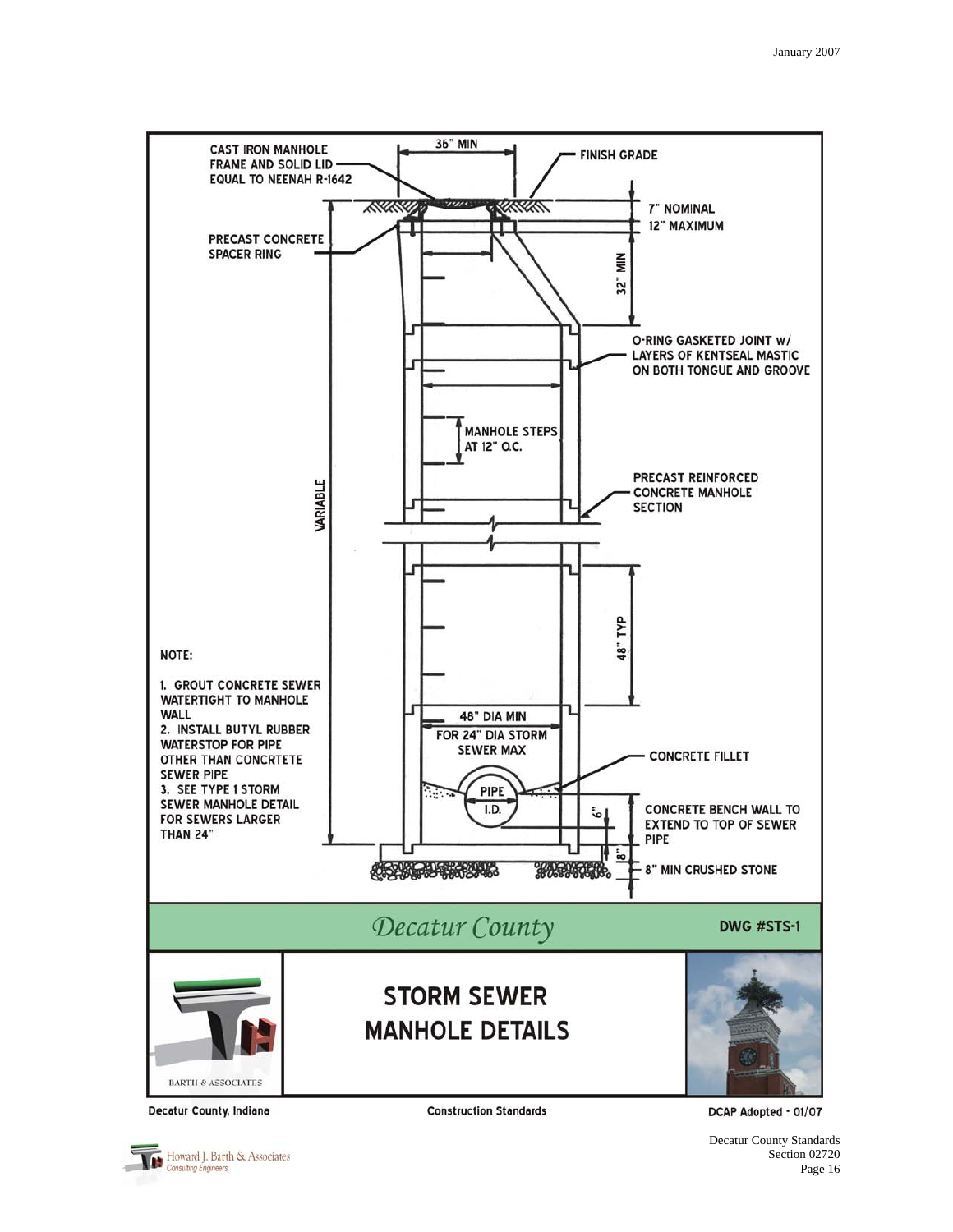CAST IRON MANHOLE FRAME AND SOLID LID EQUAL TO NEENAH R-1642

36" MIN

FINISH GRADE

7" NOMINAL
12" MAXIMUM

PRECAST CONCRETE SPACER RING

32" MIN

O-RING GASKETED JOINT w/ LAYERS OF KENTSEAL MASTIC ON BOTH TONGUE AND GROOVE

MANHOLE STEPS AT 12" O.C.

PRECAST REINFORCED CONCRETE MANHOLE SECTION

VARIABLE

48" TYP

NOTE:

1. GROUT CONCRETE SEWER WATERTIGHT TO MANHOLE WALL
2. INSTALL BUTYL RUBBER WATERSTOP FOR PIPE OTHER THAN CONCRTETE SEWER PIPE
3. SEE TYPE 1 STORM SEWER MANHOLE DETAIL FOR SEWERS LARGER THAN 24"

48" DIA MIN FOR 24" DIA STORM SEWER MAX

CONCRETE FILLET

PIPE I.D.

6"

8"

CONCRETE BENCH WALL TO EXTEND TO TOP OF SEWER PIPE

8" MIN CRUSHED STONE

*Decatur County*

DWG #STS-1

BARTH & ASSOCIATES

# STORM SEWER MANHOLE DETAILS

Decatur County, Indiana

Construction Standards

DCAP Adopted - 01/07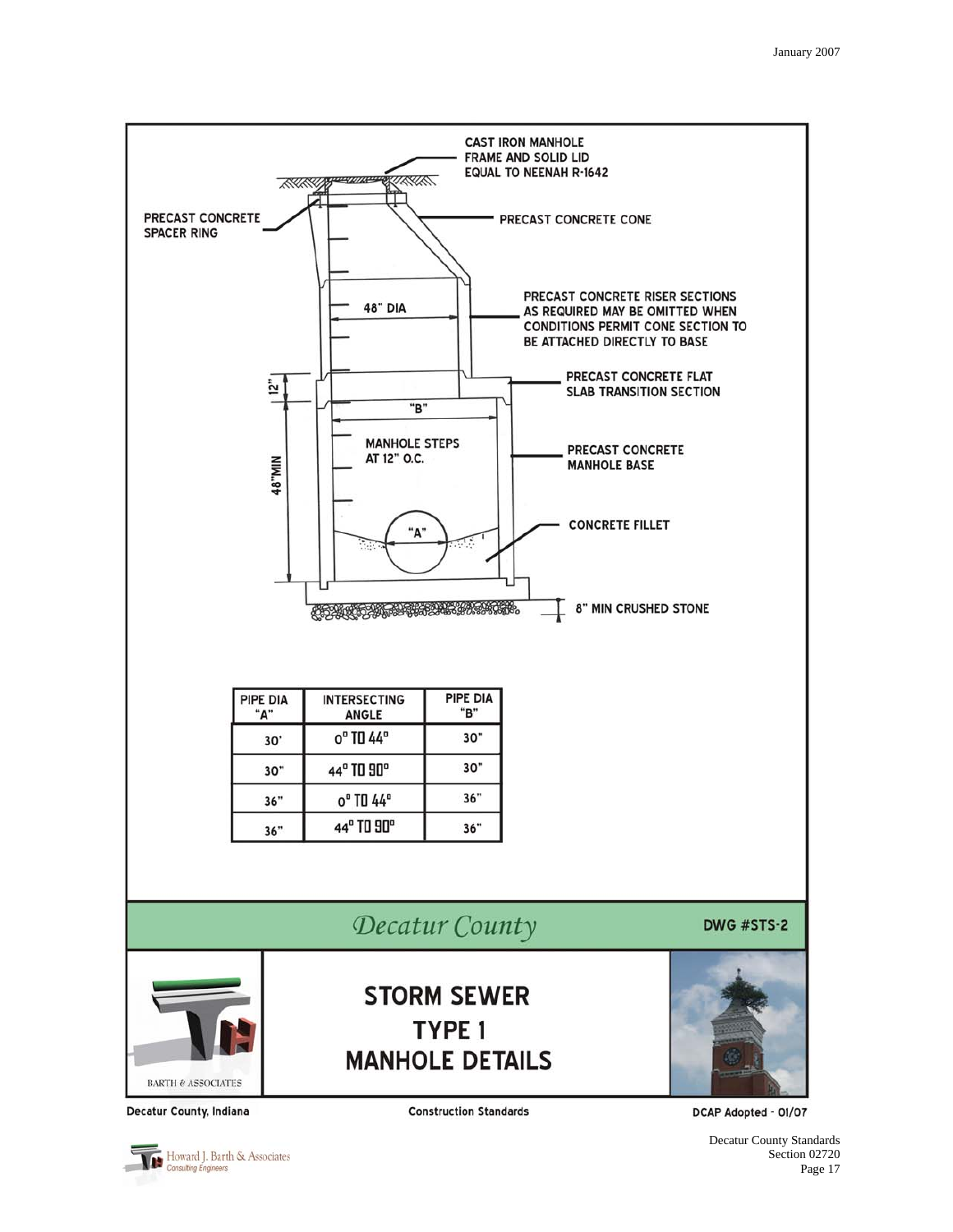CAST IRON MANHOLE FRAME AND SOLID LID EQUAL TO NEENAH R-1642

PRECAST CONCRETE SPACER RING

PRECAST CONCRETE CONE

48" DIA

PRECAST CONCRETE RISER SECTIONS AS REQUIRED MAY BE OMITTED WHEN CONDITIONS PERMIT CONE SECTION TO BE ATTACHED DIRECTLY TO BASE

12"

PRECAST CONCRETE FLAT SLAB TRANSITION SECTION

"B"

MANHOLE STEPS AT 12" O.C.

48"MIN

PRECAST CONCRETE MANHOLE BASE

"A"

CONCRETE FILLET

8" MIN CRUSHED STONE

| PIPE DIA "A" | INTERSECTING ANGLE | PIPE DIA "B" |
|---|---|---|
| 30' | 0° TO 44° | 30" |
| 30" | 44° TO 90° | 30" |
| 36" | 0° TO 44° | 36" |
| 36" | 44° TO 90° | 36" |

*Decatur County*

DWG #STS-2

BARTH & ASSOCIATES

# STORM SEWER TYPE 1 MANHOLE DETAILS

Decatur County, Indiana — Construction Standards — DCAP Adopted - 01/07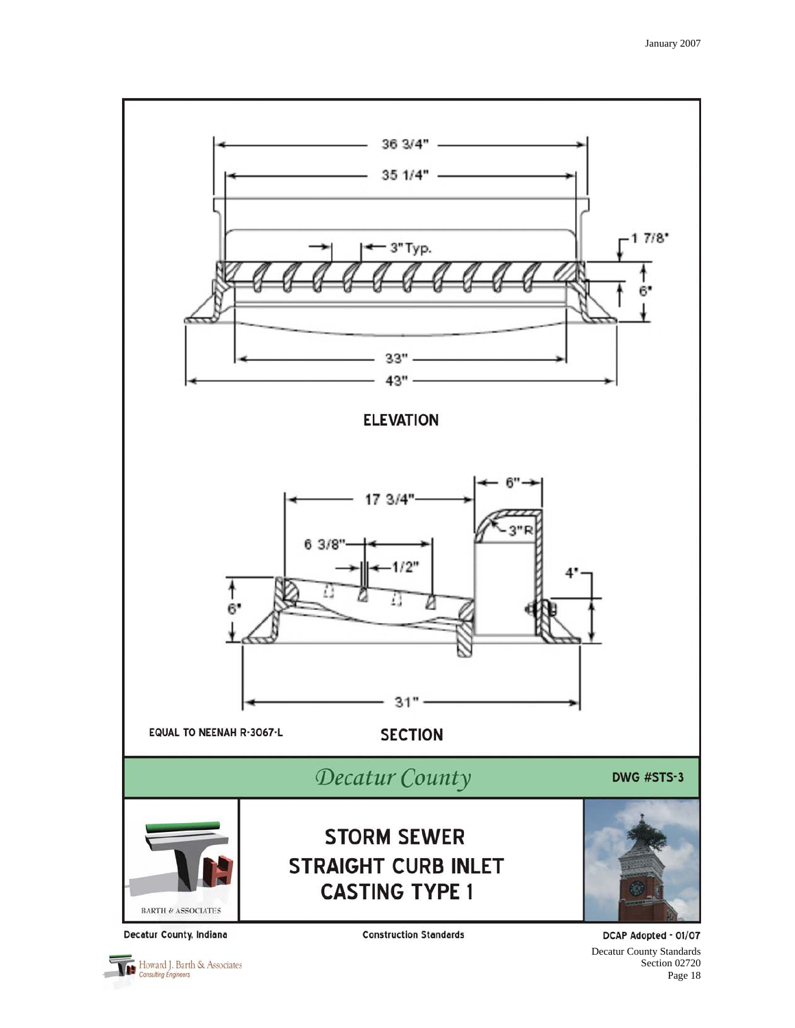January 2007

36 3/4"

35 1/4"

3" Typ.

1 7/8"

6"

33"

43"

**ELEVATION**

6"

17 3/4"

3"R

6 3/8"

1/2"

4"

6"

31"

EQUAL TO NEENAH R-3067-L

**SECTION**

*Decatur County*

**DWG #STS-3**

BARTH & ASSOCIATES

# STORM SEWER STRAIGHT CURB INLET CASTING TYPE 1

Decatur County, Indiana

Construction Standards

DCAP Adopted - 01/07

Howard J. Barth & Associates
Consulting Engineers

Decatur County Standards
Section 02720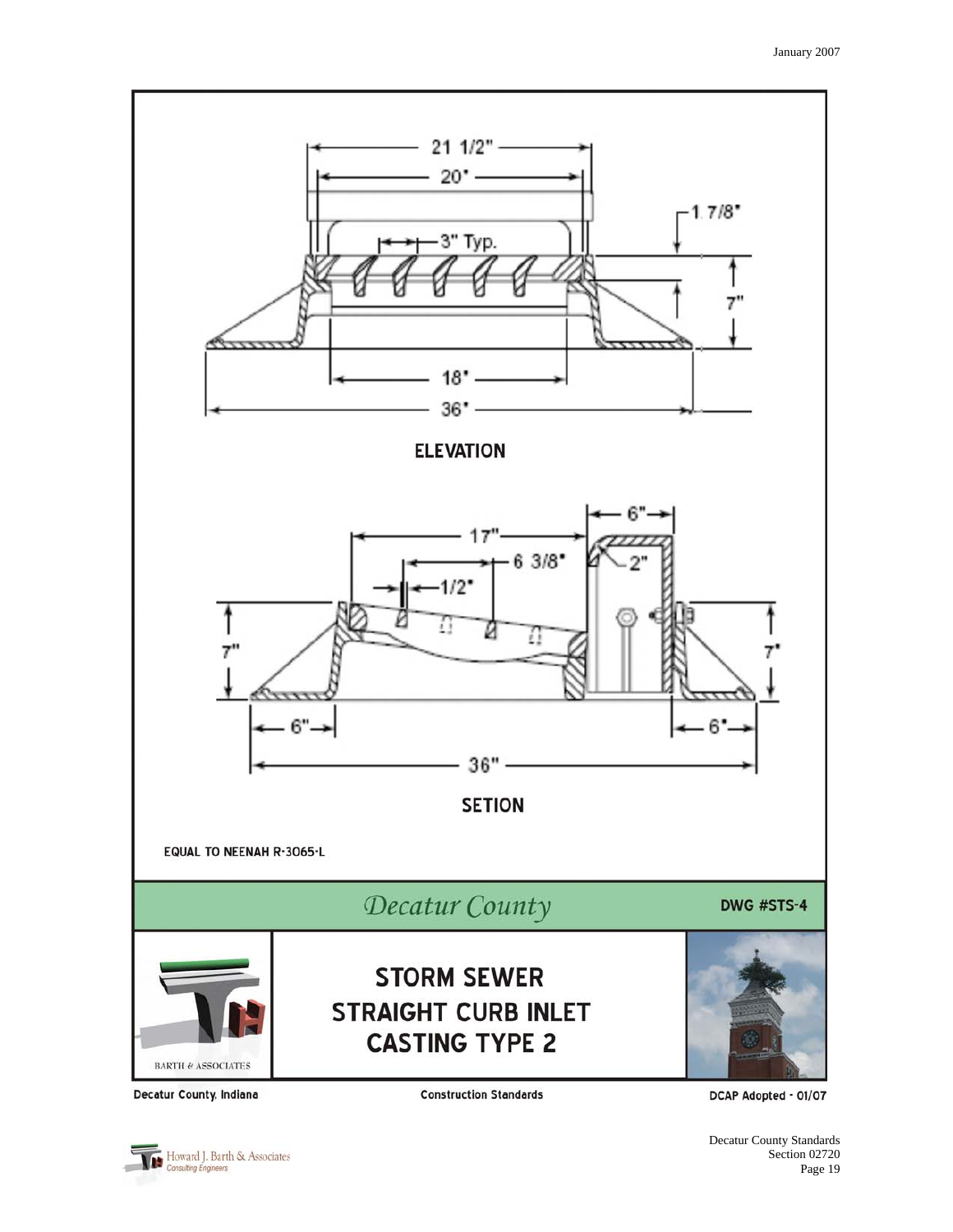21 1/2"

20"

1 7/8"

3" Typ.

7"

18"

36"

**ELEVATION**

6"

17"

6 3/8"

2"

1/2"

7"

7"

6"

6"

36"

**SETION**

EQUAL TO NEENAH R-3065-L

*Decatur County*

**DWG #STS-4**

BARTH & ASSOCIATES

## STORM SEWER STRAIGHT CURB INLET CASTING TYPE 2

Decatur County, Indiana | Construction Standards | DCAP Adopted - 01/07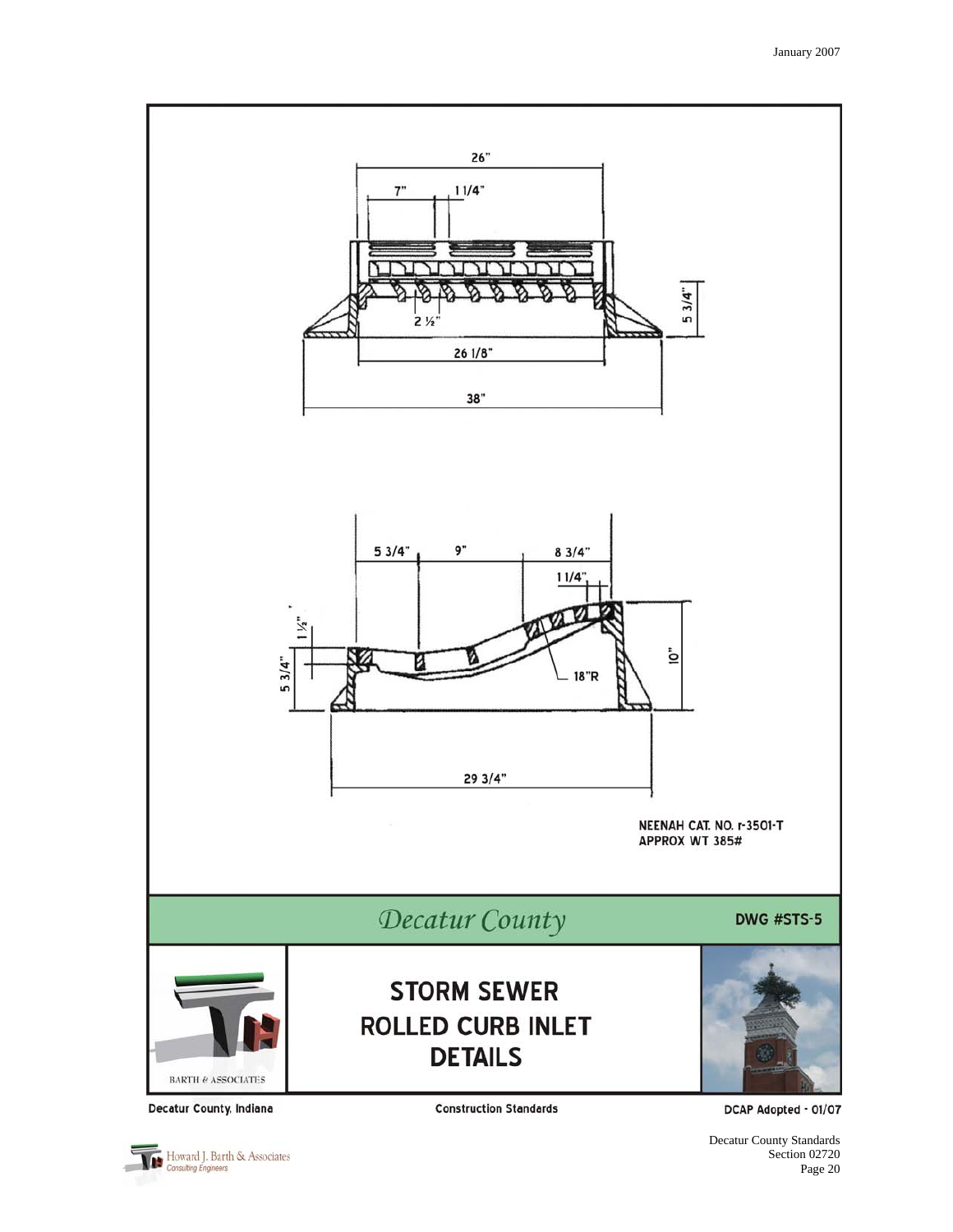26"

7"

1 1/4"

2 ½"

26 1/8"

38"

5 3/4"

5 3/4"

9"

8 3/4"

1 1/4"

1 ½"

5 3/4"

18"R

10"

29 3/4"

NEENAH CAT. NO. r-3501-T
APPROX WT 385#

*Decatur County*

**DWG #STS-5**

BARTH & ASSOCIATES

# STORM SEWER ROLLED CURB INLET DETAILS

Decatur County, Indiana

Construction Standards

DCAP Adopted - 01/07

Howard J. Barth & Associates
Consulting Engineers

Decatur County Standards
Section 02720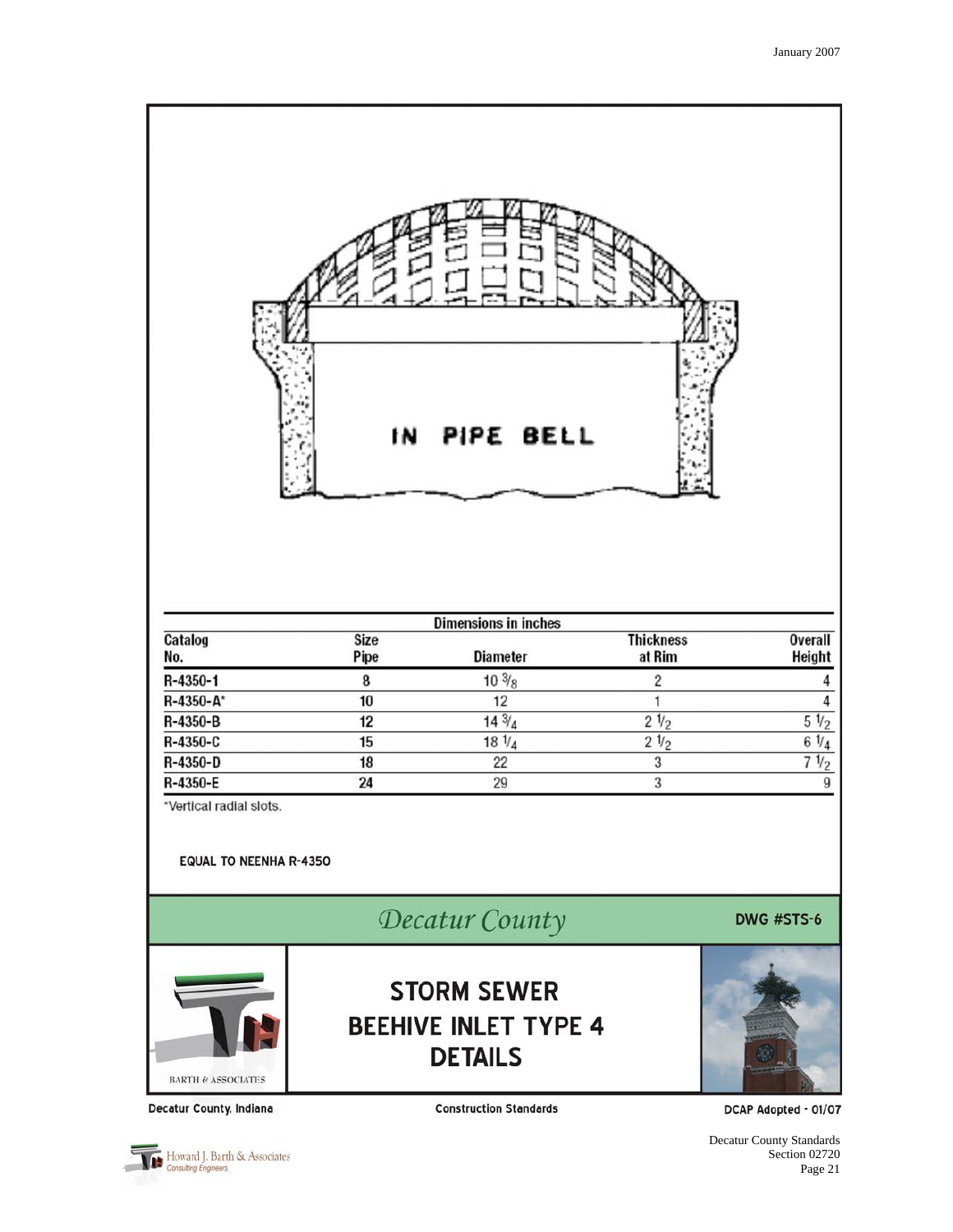IN PIPE BELL

| Catalog No. | Size Pipe | Diameter | Thickness at Rim | Overall Height |
|---|---|---|---|---|
| | | Dimensions in inches | | |
| R-4350-1 | 8 | 10 3/8 | 2 | 4 |
| R-4350-A* | 10 | 12 | 1 | 4 |
| R-4350-B | 12 | 14 3/4 | 2 1/2 | 5 1/2 |
| R-4350-C | 15 | 18 1/4 | 2 1/2 | 6 1/4 |
| R-4350-D | 18 | 22 | 3 | 7 1/2 |
| R-4350-E | 24 | 29 | 3 | 9 |

*Vertical radial slots.

EQUAL TO NEENHA R-4350

*Decatur County*

DWG #STS-6

BARTH & ASSOCIATES

# STORM SEWER BEEHIVE INLET TYPE 4 DETAILS

Decatur County, Indiana

Construction Standards

DCAP Adopted - 01/07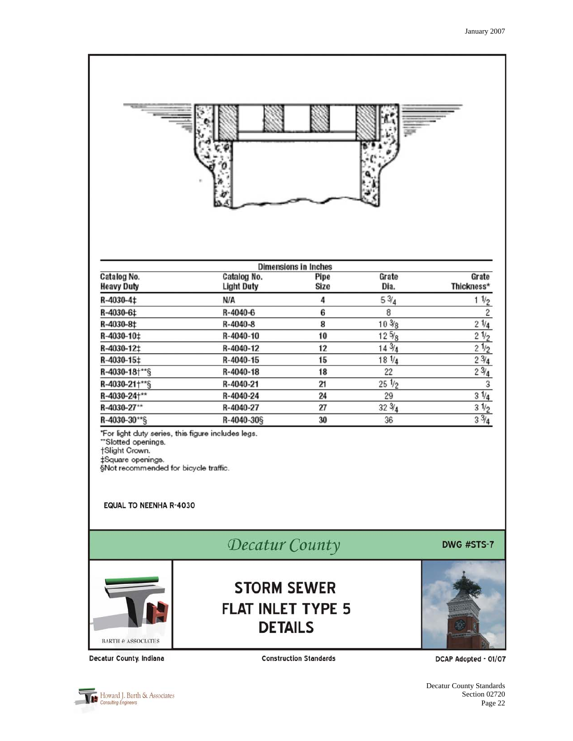| Dimensions in Inches | | | | |
|---|---|---|---|---|
| Catalog No. Heavy Duty | Catalog No. Light Duty | Pipe Size | Grate Dia. | Grate Thickness* |
| R-4030-4‡ | N/A | 4 | 5 3/4 | 1 1/2 |
| R-4030-6‡ | R-4040-6 | 6 | 8 | 2 |
| R-4030-8‡ | R-4040-8 | 8 | 10 3/8 | 2 1/4 |
| R-4030-10‡ | R-4040-10 | 10 | 12 5/8 | 2 1/2 |
| R-4030-12‡ | R-4040-12 | 12 | 14 3/4 | 2 1/2 |
| R-4030-15‡ | R-4040-15 | 15 | 18 1/4 | 2 3/4 |
| R-4030-18†**§ | R-4040-18 | 18 | 22 | 2 3/4 |
| R-4030-21†**§ | R-4040-21 | 21 | 25 1/2 | 3 |
| R-4030-24†** | R-4040-24 | 24 | 29 | 3 1/4 |
| R-4030-27** | R-4040-27 | 27 | 32 3/4 | 3 1/2 |
| R-4030-30**§ | R-4040-30§ | 30 | 36 | 3 3/4 |

*For light duty series, this figure includes legs.
**Slotted openings.
†Slight Crown.
‡Square openings.
§Not recommended for bicycle traffic.

EQUAL TO NEENHA R-4030

*Decatur County*

DWG #STS-7

BARTH & ASSOCIATES

# STORM SEWER FLAT INLET TYPE 5 DETAILS

Decatur County, Indiana — Construction Standards — DCAP Adopted - 01/07

Howard J. Barth & Associates
Consulting Engineers

Decatur County Standards
Section 02720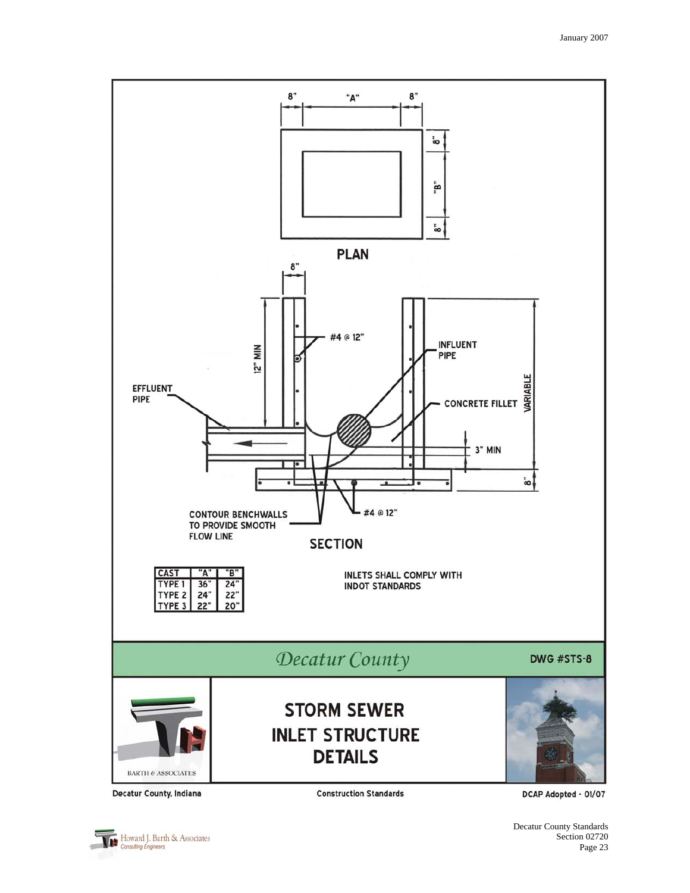8" "A" 8"

8" "B" 8"

**PLAN**

8"

12" MIN

#4 @ 12"

INFLUENT PIPE

EFFLUENT PIPE

CONCRETE FILLET

VARIABLE

3" MIN

8"

CONTOUR BENCHWALLS TO PROVIDE SMOOTH FLOW LINE

#4 @ 12"

**SECTION**

| CAST | "A" | "B" |
|---|---|---|
| TYPE 1 | 36" | 24" |
| TYPE 2 | 24" | 22" |
| TYPE 3 | 22" | 20" |

INLETS SHALL COMPLY WITH INDOT STANDARDS

*Decatur County*

DWG #STS-8

BARTH & ASSOCIATES

# STORM SEWER INLET STRUCTURE DETAILS

Decatur County, Indiana — Construction Standards — DCAP Adopted - 01/07